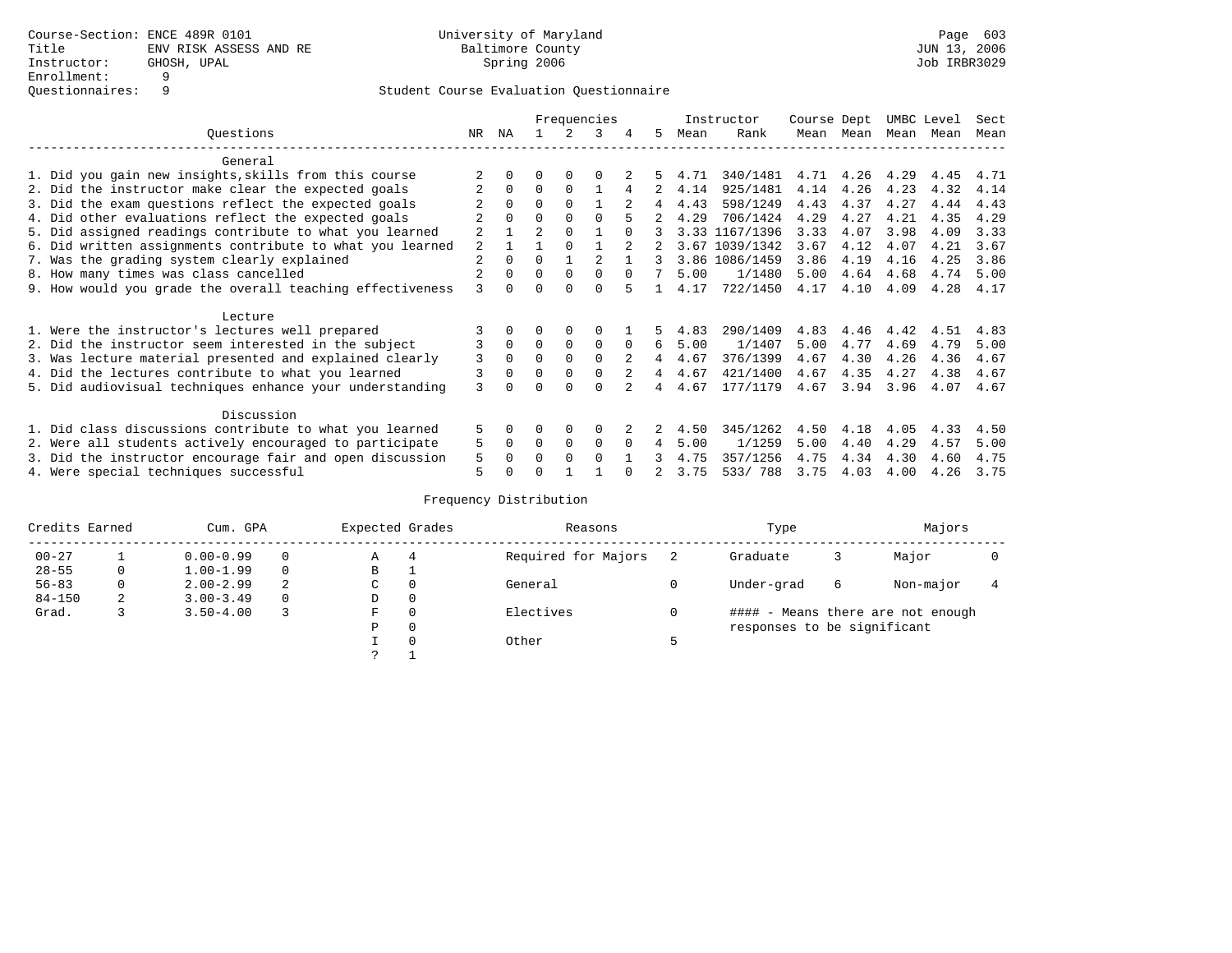Course-Section: ENCE 489R 0101
Title: ENV RISK ASSESS AND RE
Instructor: GHOSH, UPAL
Enrollment: 9
Questionnaires: 9

University of Maryland
Baltimore County
Spring 2006

JUN 13, 2006
Job IRBR3029

## Student Course Evaluation Questionnaire

| Questions | NR | NA | 1 | 2 | 3 | 4 | 5 | Instructor Mean | Instructor Rank | Course Mean | Dept Mean | UMBC Mean | Level Mean | Sect Mean |
|---|---|---|---|---|---|---|---|---|---|---|---|---|---|---|
| **General** | | | | | | | | | | | | | | |
| 1. Did you gain new insights,skills from this course | 2 | 0 | 0 | 0 | 0 | 2 | 5 | 4.71 | 340/1481 | 4.71 | 4.26 | 4.29 | 4.45 | 4.71 |
| 2. Did the instructor make clear the expected goals | 2 | 0 | 0 | 0 | 1 | 4 | 2 | 4.14 | 925/1481 | 4.14 | 4.26 | 4.23 | 4.32 | 4.14 |
| 3. Did the exam questions reflect the expected goals | 2 | 0 | 0 | 0 | 1 | 2 | 4 | 4.43 | 598/1249 | 4.43 | 4.37 | 4.27 | 4.44 | 4.43 |
| 4. Did other evaluations reflect the expected goals | 2 | 0 | 0 | 0 | 0 | 5 | 2 | 4.29 | 706/1424 | 4.29 | 4.27 | 4.21 | 4.35 | 4.29 |
| 5. Did assigned readings contribute to what you learned | 2 | 1 | 2 | 0 | 1 | 0 | 3 | 3.33 | 1167/1396 | 3.33 | 4.07 | 3.98 | 4.09 | 3.33 |
| 6. Did written assignments contribute to what you learned | 2 | 1 | 1 | 0 | 1 | 2 | 2 | 3.67 | 1039/1342 | 3.67 | 4.12 | 4.07 | 4.21 | 3.67 |
| 7. Was the grading system clearly explained | 2 | 0 | 0 | 1 | 2 | 1 | 3 | 3.86 | 1086/1459 | 3.86 | 4.19 | 4.16 | 4.25 | 3.86 |
| 8. How many times was class cancelled | 2 | 0 | 0 | 0 | 0 | 0 | 7 | 5.00 | 1/1480 | 5.00 | 4.64 | 4.68 | 4.74 | 5.00 |
| 9. How would you grade the overall teaching effectiveness | 3 | 0 | 0 | 0 | 0 | 5 | 1 | 4.17 | 722/1450 | 4.17 | 4.10 | 4.09 | 4.28 | 4.17 |
| **Lecture** | | | | | | | | | | | | | | |
| 1. Were the instructor's lectures well prepared | 3 | 0 | 0 | 0 | 0 | 1 | 5 | 4.83 | 290/1409 | 4.83 | 4.46 | 4.42 | 4.51 | 4.83 |
| 2. Did the instructor seem interested in the subject | 3 | 0 | 0 | 0 | 0 | 0 | 6 | 5.00 | 1/1407 | 5.00 | 4.77 | 4.69 | 4.79 | 5.00 |
| 3. Was lecture material presented and explained clearly | 3 | 0 | 0 | 0 | 0 | 2 | 4 | 4.67 | 376/1399 | 4.67 | 4.30 | 4.26 | 4.36 | 4.67 |
| 4. Did the lectures contribute to what you learned | 3 | 0 | 0 | 0 | 0 | 2 | 4 | 4.67 | 421/1400 | 4.67 | 4.35 | 4.27 | 4.38 | 4.67 |
| 5. Did audiovisual techniques enhance your understanding | 3 | 0 | 0 | 0 | 0 | 2 | 4 | 4.67 | 177/1179 | 4.67 | 3.94 | 3.96 | 4.07 | 4.67 |
| **Discussion** | | | | | | | | | | | | | | |
| 1. Did class discussions contribute to what you learned | 5 | 0 | 0 | 0 | 0 | 2 | 2 | 4.50 | 345/1262 | 4.50 | 4.18 | 4.05 | 4.33 | 4.50 |
| 2. Were all students actively encouraged to participate | 5 | 0 | 0 | 0 | 0 | 0 | 4 | 5.00 | 1/1259 | 5.00 | 4.40 | 4.29 | 4.57 | 5.00 |
| 3. Did the instructor encourage fair and open discussion | 5 | 0 | 0 | 0 | 0 | 1 | 3 | 4.75 | 357/1256 | 4.75 | 4.34 | 4.30 | 4.60 | 4.75 |
| 4. Were special techniques successful | 5 | 0 | 0 | 1 | 1 | 0 | 2 | 3.75 | 533/ 788 | 3.75 | 4.03 | 4.00 | 4.26 | 3.75 |

## Frequency Distribution

| Credits Earned | | Cum. GPA | | Expected Grades | | Reasons | | Type | | Majors | |
|---|---|---|---|---|---|---|---|---|---|---|---|
| 00-27 | 1 | 0.00-0.99 | 0 | A | 4 | Required for Majors | 2 | Graduate | 3 | Major | 0 |
| 28-55 | 0 | 1.00-1.99 | 0 | B | 1 | | | | | | |
| 56-83 | 0 | 2.00-2.99 | 2 | C | 0 | General | 0 | Under-grad | 6 | Non-major | 4 |
| 84-150 | 2 | 3.00-3.49 | 0 | D | 0 | | | | | | |
| Grad. | 3 | 3.50-4.00 | 3 | F | 0 | Electives | 0 | | | | |
| | | | | P | 0 | | | | | | |
| | | | | I | 0 | Other | 5 | | | | |
| | | | | ? | 1 | | | | | | |

#### - Means there are not enough responses to be significant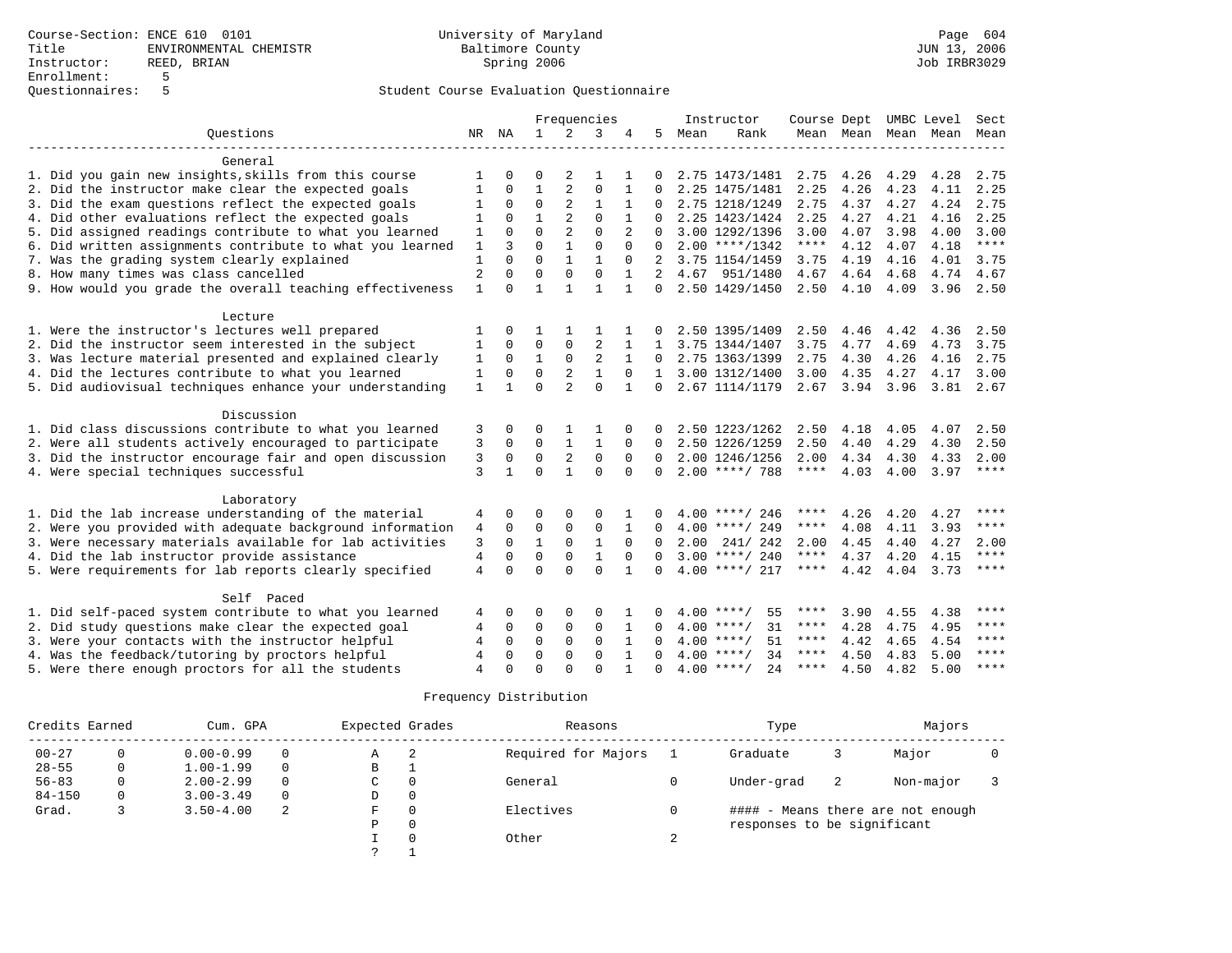Course-Section: ENCE 610 0101
Title: ENVIRONMENTAL CHEMISTR
Instructor: REED, BRIAN
Enrollment: 5
Questionnaires: 5

University of Maryland
Baltimore County
Spring 2006

Page 604
JUN 13, 2006
Job IRBR3029

## Student Course Evaluation Questionnaire

| Questions | NR | NA | 1 | 2 | 3 | 4 | 5 | Instructor Mean | Instructor Rank | Course Mean | Dept Mean | UMBC Mean | Level Mean | Sect Mean |
|---|---|---|---|---|---|---|---|---|---|---|---|---|---|---|
| **General** | | | | | | | | | | | | | | |
| 1. Did you gain new insights,skills from this course | 1 | 0 | 0 | 2 | 1 | 1 | 0 | 2.75 | 1473/1481 | 2.75 | 4.26 | 4.29 | 4.28 | 2.75 |
| 2. Did the instructor make clear the expected goals | 1 | 0 | 1 | 2 | 0 | 1 | 0 | 2.25 | 1475/1481 | 2.25 | 4.26 | 4.23 | 4.11 | 2.25 |
| 3. Did the exam questions reflect the expected goals | 1 | 0 | 0 | 2 | 1 | 1 | 0 | 2.75 | 1218/1249 | 2.75 | 4.37 | 4.27 | 4.24 | 2.75 |
| 4. Did other evaluations reflect the expected goals | 1 | 0 | 1 | 2 | 0 | 1 | 0 | 2.25 | 1423/1424 | 2.25 | 4.27 | 4.21 | 4.16 | 2.25 |
| 5. Did assigned readings contribute to what you learned | 1 | 0 | 0 | 2 | 0 | 2 | 0 | 3.00 | 1292/1396 | 3.00 | 4.07 | 3.98 | 4.00 | 3.00 |
| 6. Did written assignments contribute to what you learned | 1 | 3 | 0 | 1 | 0 | 0 | 0 | 2.00 | ****/1342 | **** | 4.12 | 4.07 | 4.18 | **** |
| 7. Was the grading system clearly explained | 1 | 0 | 0 | 1 | 1 | 0 | 2 | 3.75 | 1154/1459 | 3.75 | 4.19 | 4.16 | 4.01 | 3.75 |
| 8. How many times was class cancelled | 2 | 0 | 0 | 0 | 0 | 1 | 2 | 4.67 | 951/1480 | 4.67 | 4.64 | 4.68 | 4.74 | 4.67 |
| 9. How would you grade the overall teaching effectiveness | 1 | 0 | 1 | 1 | 1 | 1 | 0 | 2.50 | 1429/1450 | 2.50 | 4.10 | 4.09 | 3.96 | 2.50 |
| **Lecture** | | | | | | | | | | | | | | |
| 1. Were the instructor's lectures well prepared | 1 | 0 | 1 | 1 | 1 | 1 | 0 | 2.50 | 1395/1409 | 2.50 | 4.46 | 4.42 | 4.36 | 2.50 |
| 2. Did the instructor seem interested in the subject | 1 | 0 | 0 | 0 | 2 | 1 | 1 | 3.75 | 1344/1407 | 3.75 | 4.77 | 4.69 | 4.73 | 3.75 |
| 3. Was lecture material presented and explained clearly | 1 | 0 | 1 | 0 | 2 | 1 | 0 | 2.75 | 1363/1399 | 2.75 | 4.30 | 4.26 | 4.16 | 2.75 |
| 4. Did the lectures contribute to what you learned | 1 | 0 | 0 | 2 | 1 | 0 | 1 | 3.00 | 1312/1400 | 3.00 | 4.35 | 4.27 | 4.17 | 3.00 |
| 5. Did audiovisual techniques enhance your understanding | 1 | 1 | 0 | 2 | 0 | 1 | 0 | 2.67 | 1114/1179 | 2.67 | 3.94 | 3.96 | 3.81 | 2.67 |
| **Discussion** | | | | | | | | | | | | | | |
| 1. Did class discussions contribute to what you learned | 3 | 0 | 0 | 1 | 1 | 0 | 0 | 2.50 | 1223/1262 | 2.50 | 4.18 | 4.05 | 4.07 | 2.50 |
| 2. Were all students actively encouraged to participate | 3 | 0 | 0 | 1 | 1 | 0 | 0 | 2.50 | 1226/1259 | 2.50 | 4.40 | 4.29 | 4.30 | 2.50 |
| 3. Did the instructor encourage fair and open discussion | 3 | 0 | 0 | 2 | 0 | 0 | 0 | 2.00 | 1246/1256 | 2.00 | 4.34 | 4.30 | 4.33 | 2.00 |
| 4. Were special techniques successful | 3 | 1 | 0 | 1 | 0 | 0 | 0 | 2.00 | ****/ 788 | **** | 4.03 | 4.00 | 3.97 | **** |
| **Laboratory** | | | | | | | | | | | | | | |
| 1. Did the lab increase understanding of the material | 4 | 0 | 0 | 0 | 0 | 1 | 0 | 4.00 | ****/ 246 | **** | 4.26 | 4.20 | 4.27 | **** |
| 2. Were you provided with adequate background information | 4 | 0 | 0 | 0 | 0 | 1 | 0 | 4.00 | ****/ 249 | **** | 4.08 | 4.11 | 3.93 | **** |
| 3. Were necessary materials available for lab activities | 3 | 0 | 1 | 0 | 1 | 0 | 0 | 2.00 | 241/ 242 | 2.00 | 4.45 | 4.40 | 4.27 | 2.00 |
| 4. Did the lab instructor provide assistance | 4 | 0 | 0 | 0 | 1 | 0 | 0 | 3.00 | ****/ 240 | **** | 4.37 | 4.20 | 4.15 | **** |
| 5. Were requirements for lab reports clearly specified | 4 | 0 | 0 | 0 | 0 | 1 | 0 | 4.00 | ****/ 217 | **** | 4.42 | 4.04 | 3.73 | **** |
| **Self Paced** | | | | | | | | | | | | | | |
| 1. Did self-paced system contribute to what you learned | 4 | 0 | 0 | 0 | 0 | 1 | 0 | 4.00 | ****/ 55 | **** | 3.90 | 4.55 | 4.38 | **** |
| 2. Did study questions make clear the expected goal | 4 | 0 | 0 | 0 | 0 | 1 | 0 | 4.00 | ****/ 31 | **** | 4.28 | 4.75 | 4.95 | **** |
| 3. Were your contacts with the instructor helpful | 4 | 0 | 0 | 0 | 0 | 1 | 0 | 4.00 | ****/ 51 | **** | 4.42 | 4.65 | 4.54 | **** |
| 4. Was the feedback/tutoring by proctors helpful | 4 | 0 | 0 | 0 | 0 | 1 | 0 | 4.00 | ****/ 34 | **** | 4.50 | 4.83 | 5.00 | **** |
| 5. Were there enough proctors for all the students | 4 | 0 | 0 | 0 | 0 | 1 | 0 | 4.00 | ****/ 24 | **** | 4.50 | 4.82 | 5.00 | **** |

### Frequency Distribution

| Credits Earned | | Cum. GPA | | Expected Grades | | Reasons | | Type | | Majors | |
|---|---|---|---|---|---|---|---|---|---|---|---|
| 00-27 | 0 | 0.00-0.99 | 0 | A | 2 | Required for Majors | 1 | Graduate | 3 | Major | 0 |
| 28-55 | 0 | 1.00-1.99 | 0 | B | 1 | | | | | | |
| 56-83 | 0 | 2.00-2.99 | 0 | C | 0 | General | 0 | Under-grad | 2 | Non-major | 3 |
| 84-150 | 0 | 3.00-3.49 | 0 | D | 0 | | | | | | |
| Grad. | 3 | 3.50-4.00 | 2 | F | 0 | Electives | 0 | | | | |
| | | | | P | 0 | | | | | | |
| | | | | I | 0 | Other | 2 | | | | |
| | | | | ? | 1 | | | | | | |

#### - Means there are not enough responses to be significant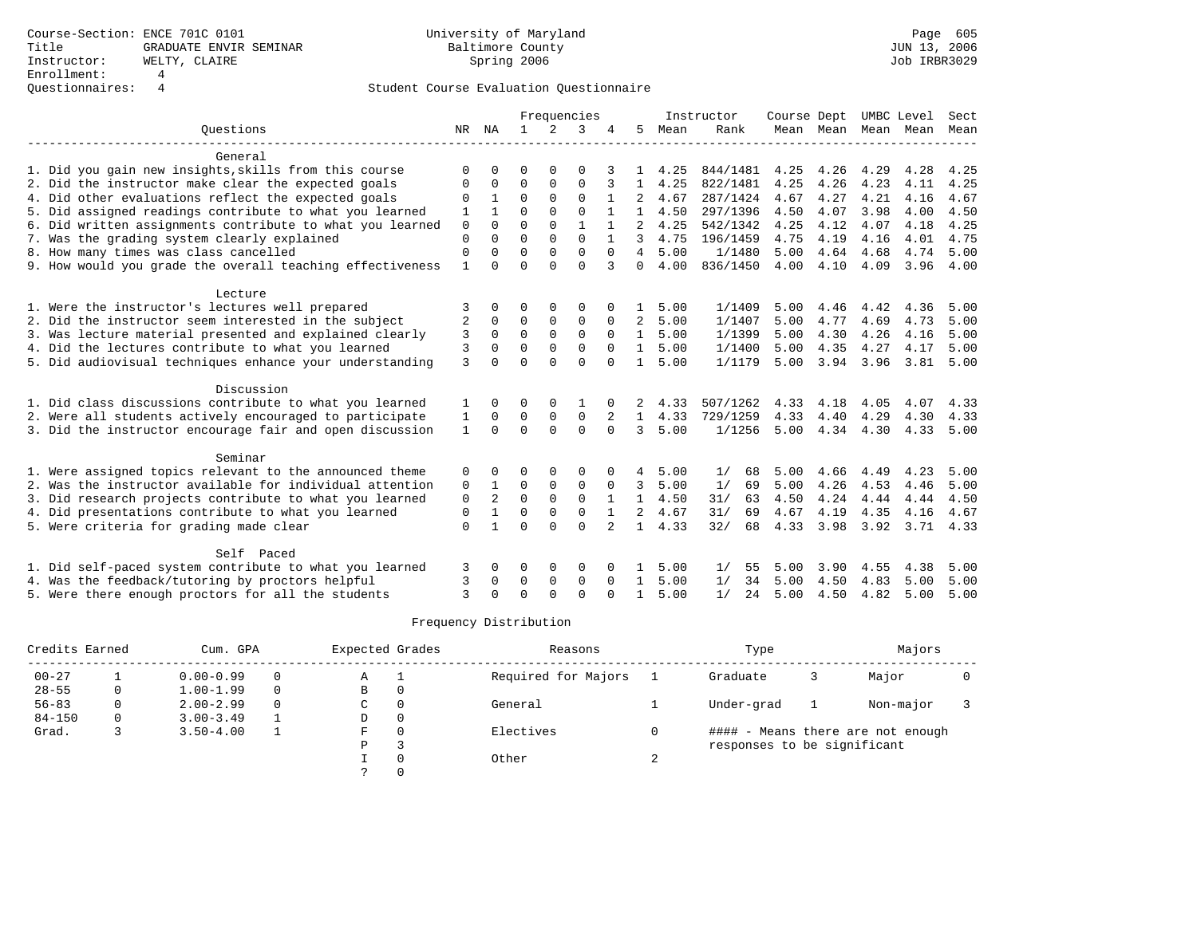Course-Section: ENCE 701C 0101
Title: GRADUATE ENVIR SEMINAR
Instructor: WELTY, CLAIRE
Enrollment: 4
Questionnaires: 4

University of Maryland
Baltimore County
Spring 2006

JUN 13, 2006
Job IRBR3029

Student Course Evaluation Questionnaire

| Questions | NR | NA | 1 | 2 | 3 | 4 | 5 | Instructor Mean | Rank | Course Mean | Dept Mean | UMBC Mean | Level Mean | Sect Mean |
|---|---|---|---|---|---|---|---|---|---|---|---|---|---|---|
| **General** | | | | | | | | | | | | | | |
| 1. Did you gain new insights,skills from this course | 0 | 0 | 0 | 0 | 0 | 3 | 1 | 4.25 | 844/1481 | 4.25 | 4.26 | 4.29 | 4.28 | 4.25 |
| 2. Did the instructor make clear the expected goals | 0 | 0 | 0 | 0 | 0 | 3 | 1 | 4.25 | 822/1481 | 4.25 | 4.26 | 4.23 | 4.11 | 4.25 |
| 4. Did other evaluations reflect the expected goals | 0 | 1 | 0 | 0 | 0 | 1 | 2 | 4.67 | 287/1424 | 4.67 | 4.27 | 4.21 | 4.16 | 4.67 |
| 5. Did assigned readings contribute to what you learned | 1 | 1 | 0 | 0 | 0 | 1 | 1 | 4.50 | 297/1396 | 4.50 | 4.07 | 3.98 | 4.00 | 4.50 |
| 6. Did written assignments contribute to what you learned | 0 | 0 | 0 | 0 | 1 | 1 | 2 | 4.25 | 542/1342 | 4.25 | 4.12 | 4.07 | 4.18 | 4.25 |
| 7. Was the grading system clearly explained | 0 | 0 | 0 | 0 | 0 | 1 | 3 | 4.75 | 196/1459 | 4.75 | 4.19 | 4.16 | 4.01 | 4.75 |
| 8. How many times was class cancelled | 0 | 0 | 0 | 0 | 0 | 0 | 4 | 5.00 | 1/1480 | 5.00 | 4.64 | 4.68 | 4.74 | 5.00 |
| 9. How would you grade the overall teaching effectiveness | 1 | 0 | 0 | 0 | 0 | 3 | 0 | 4.00 | 836/1450 | 4.00 | 4.10 | 4.09 | 3.96 | 4.00 |
| **Lecture** | | | | | | | | | | | | | | |
| 1. Were the instructor's lectures well prepared | 3 | 0 | 0 | 0 | 0 | 0 | 1 | 5.00 | 1/1409 | 5.00 | 4.46 | 4.42 | 4.36 | 5.00 |
| 2. Did the instructor seem interested in the subject | 2 | 0 | 0 | 0 | 0 | 0 | 2 | 5.00 | 1/1407 | 5.00 | 4.77 | 4.69 | 4.73 | 5.00 |
| 3. Was lecture material presented and explained clearly | 3 | 0 | 0 | 0 | 0 | 0 | 1 | 5.00 | 1/1399 | 5.00 | 4.30 | 4.26 | 4.16 | 5.00 |
| 4. Did the lectures contribute to what you learned | 3 | 0 | 0 | 0 | 0 | 0 | 1 | 5.00 | 1/1400 | 5.00 | 4.35 | 4.27 | 4.17 | 5.00 |
| 5. Did audiovisual techniques enhance your understanding | 3 | 0 | 0 | 0 | 0 | 0 | 1 | 5.00 | 1/1179 | 5.00 | 3.94 | 3.96 | 3.81 | 5.00 |
| **Discussion** | | | | | | | | | | | | | | |
| 1. Did class discussions contribute to what you learned | 1 | 0 | 0 | 0 | 1 | 0 | 2 | 4.33 | 507/1262 | 4.33 | 4.18 | 4.05 | 4.07 | 4.33 |
| 2. Were all students actively encouraged to participate | 1 | 0 | 0 | 0 | 0 | 2 | 1 | 4.33 | 729/1259 | 4.33 | 4.40 | 4.29 | 4.30 | 4.33 |
| 3. Did the instructor encourage fair and open discussion | 1 | 0 | 0 | 0 | 0 | 0 | 3 | 5.00 | 1/1256 | 5.00 | 4.34 | 4.30 | 4.33 | 5.00 |
| **Seminar** | | | | | | | | | | | | | | |
| 1. Were assigned topics relevant to the announced theme | 0 | 0 | 0 | 0 | 0 | 0 | 4 | 5.00 | 1/ 68 | 5.00 | 4.66 | 4.49 | 4.23 | 5.00 |
| 2. Was the instructor available for individual attention | 0 | 1 | 0 | 0 | 0 | 0 | 3 | 5.00 | 1/ 69 | 5.00 | 4.26 | 4.53 | 4.46 | 5.00 |
| 3. Did research projects contribute to what you learned | 0 | 2 | 0 | 0 | 0 | 1 | 1 | 4.50 | 31/ 63 | 4.50 | 4.24 | 4.44 | 4.44 | 4.50 |
| 4. Did presentations contribute to what you learned | 0 | 1 | 0 | 0 | 0 | 1 | 2 | 4.67 | 31/ 69 | 4.67 | 4.19 | 4.35 | 4.16 | 4.67 |
| 5. Were criteria for grading made clear | 0 | 1 | 0 | 0 | 0 | 2 | 1 | 4.33 | 32/ 68 | 4.33 | 3.98 | 3.92 | 3.71 | 4.33 |
| **Self Paced** | | | | | | | | | | | | | | |
| 1. Did self-paced system contribute to what you learned | 3 | 0 | 0 | 0 | 0 | 0 | 1 | 5.00 | 1/ 55 | 5.00 | 3.90 | 4.55 | 4.38 | 5.00 |
| 4. Was the feedback/tutoring by proctors helpful | 3 | 0 | 0 | 0 | 0 | 0 | 1 | 5.00 | 1/ 34 | 5.00 | 4.50 | 4.83 | 5.00 | 5.00 |
| 5. Were there enough proctors for all the students | 3 | 0 | 0 | 0 | 0 | 0 | 1 | 5.00 | 1/ 24 | 5.00 | 4.50 | 4.82 | 5.00 | 5.00 |

Frequency Distribution

| Credits Earned | | Cum. GPA | | Expected Grades | | Reasons | | Type | | Majors | |
|---|---|---|---|---|---|---|---|---|---|---|---|
| 00-27 | 1 | 0.00-0.99 | 0 | A | 1 | Required for Majors | 1 | Graduate | 3 | Major | 0 |
| 28-55 | 0 | 1.00-1.99 | 0 | B | 0 | | | | | | |
| 56-83 | 0 | 2.00-2.99 | 0 | C | 0 | General | 1 | Under-grad | 1 | Non-major | 3 |
| 84-150 | 0 | 3.00-3.49 | 1 | D | 0 | | | | | | |
| Grad. | 3 | 3.50-4.00 | 1 | F | 0 | Electives | 0 | | | | |
| | | | | P | 3 | | | | | | |
| | | | | I | 0 | Other | 2 | | | | |
| | | | | ? | 0 | | | | | | |

#### - Means there are not enough responses to be significant